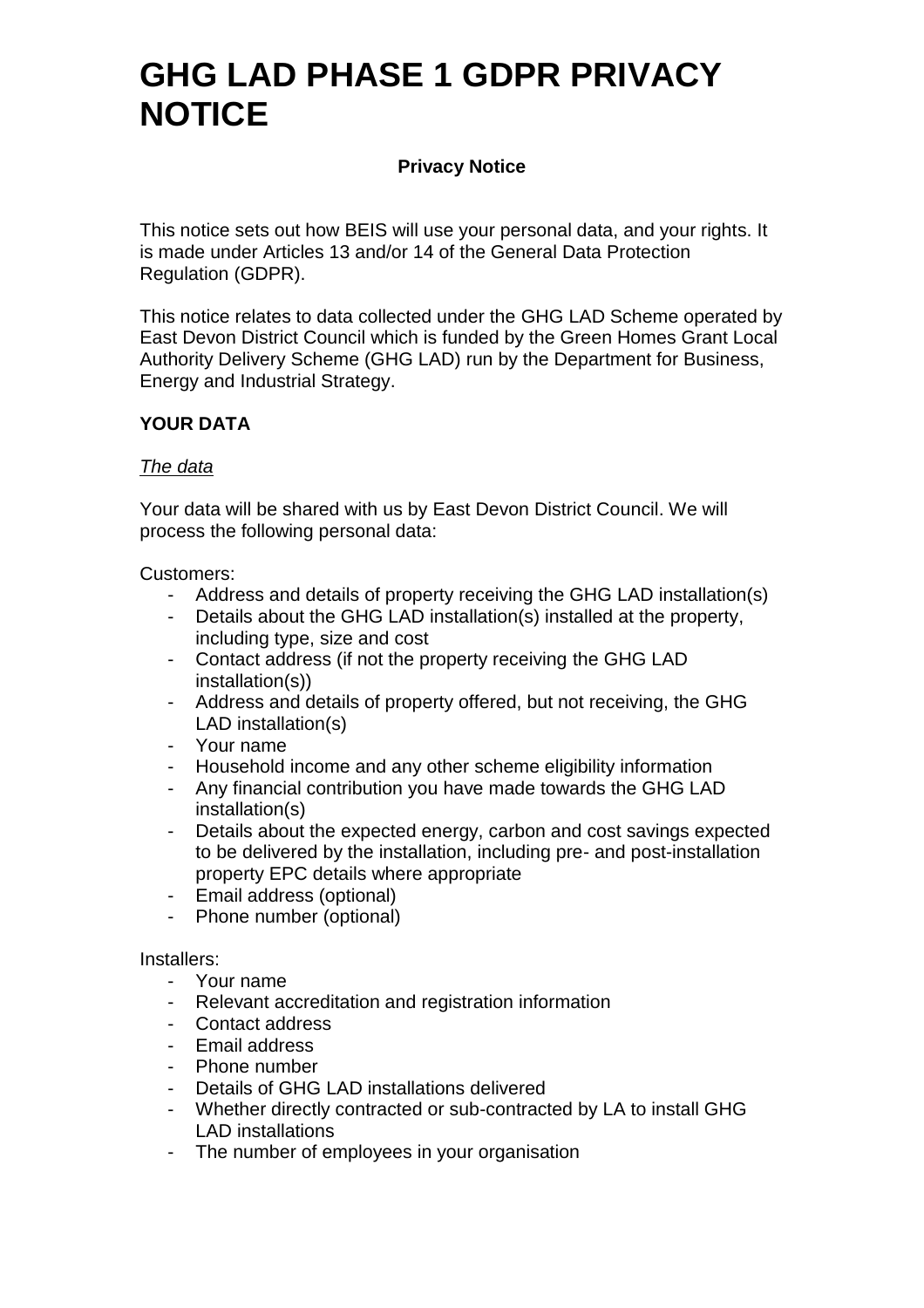# GHG LAD PHASE 1 GDPR PRIVACY NOTICE

**Privacy Notice**

This notice sets out how BEIS will use your personal data, and your rights. It is made under Articles 13 and/or 14 of the General Data Protection Regulation (GDPR).

This notice relates to data collected under the GHG LAD Scheme operated by East Devon District Council which is funded by the Green Homes Grant Local Authority Delivery Scheme (GHG LAD) run by the Department for Business, Energy and Industrial Strategy.

**YOUR DATA**

*The data*

Your data will be shared with us by East Devon District Council. We will process the following personal data:

Customers:

- Address and details of property receiving the GHG LAD installation(s)
- Details about the GHG LAD installation(s) installed at the property, including type, size and cost
- Contact address (if not the property receiving the GHG LAD installation(s))
- Address and details of property offered, but not receiving, the GHG LAD installation(s)
- Your name
- Household income and any other scheme eligibility information
- Any financial contribution you have made towards the GHG LAD installation(s)
- Details about the expected energy, carbon and cost savings expected to be delivered by the installation, including pre- and post-installation property EPC details where appropriate
- Email address (optional)
- Phone number (optional)

Installers:

- Your name
- Relevant accreditation and registration information
- Contact address
- Email address
- Phone number
- Details of GHG LAD installations delivered
- Whether directly contracted or sub-contracted by LA to install GHG LAD installations
- The number of employees in your organisation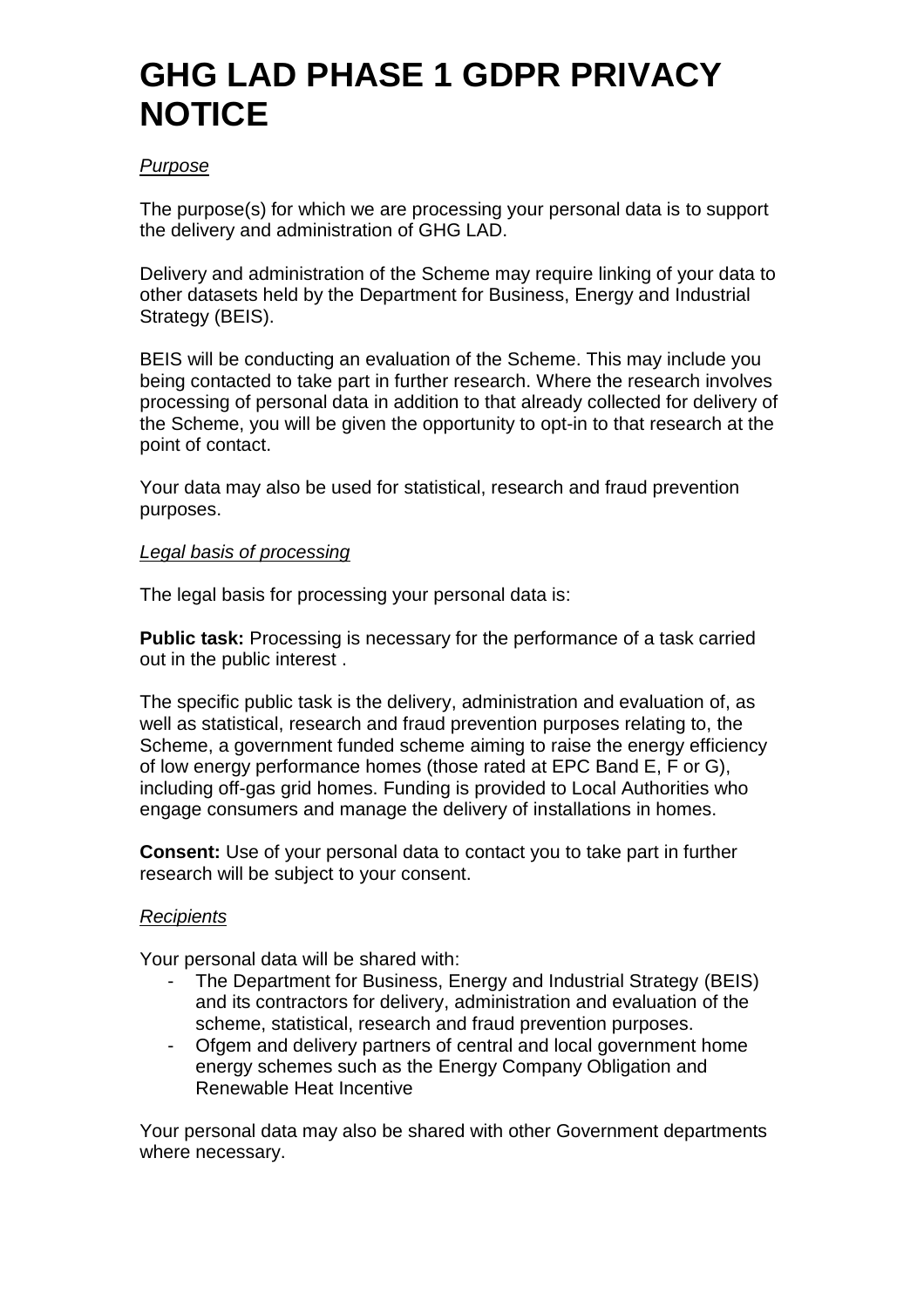# GHG LAD PHASE 1 GDPR PRIVACY NOTICE

*Purpose*

The purpose(s) for which we are processing your personal data is to support the delivery and administration of GHG LAD.

Delivery and administration of the Scheme may require linking of your data to other datasets held by the Department for Business, Energy and Industrial Strategy (BEIS).

BEIS will be conducting an evaluation of the Scheme. This may include you being contacted to take part in further research. Where the research involves processing of personal data in addition to that already collected for delivery of the Scheme, you will be given the opportunity to opt-in to that research at the point of contact.

Your data may also be used for statistical, research and fraud prevention purposes.

*Legal basis of processing*

The legal basis for processing your personal data is:

**Public task:** Processing is necessary for the performance of a task carried out in the public interest .

The specific public task is the delivery, administration and evaluation of, as well as statistical, research and fraud prevention purposes relating to, the Scheme, a government funded scheme aiming to raise the energy efficiency of low energy performance homes (those rated at EPC Band E, F or G), including off-gas grid homes. Funding is provided to Local Authorities who engage consumers and manage the delivery of installations in homes.

**Consent:** Use of your personal data to contact you to take part in further research will be subject to your consent.

*Recipients*

Your personal data will be shared with:

- The Department for Business, Energy and Industrial Strategy (BEIS) and its contractors for delivery, administration and evaluation of the scheme, statistical, research and fraud prevention purposes.
- Ofgem and delivery partners of central and local government home energy schemes such as the Energy Company Obligation and Renewable Heat Incentive

Your personal data may also be shared with other Government departments where necessary.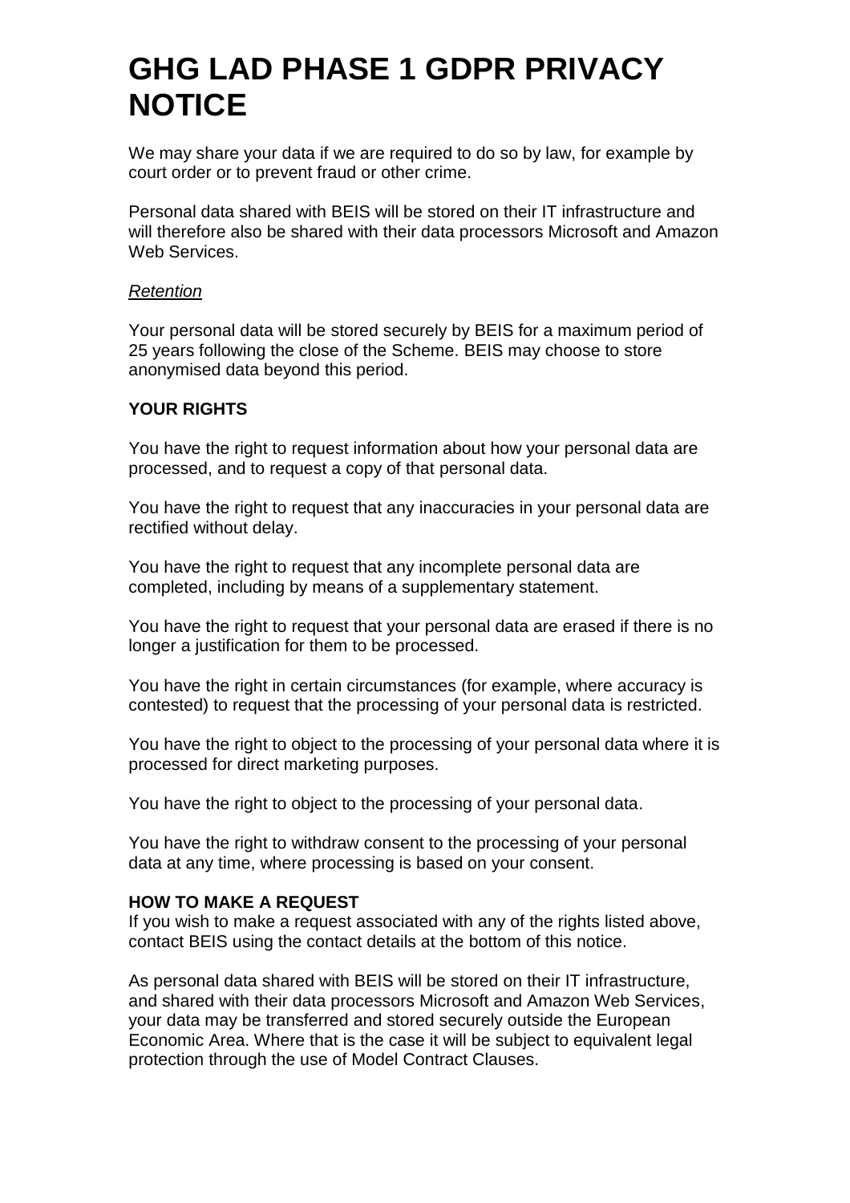# GHG LAD PHASE 1 GDPR PRIVACY NOTICE

We may share your data if we are required to do so by law, for example by court order or to prevent fraud or other crime.

Personal data shared with BEIS will be stored on their IT infrastructure and will therefore also be shared with their data processors Microsoft and Amazon Web Services.

*Retention*

Your personal data will be stored securely by BEIS for a maximum period of 25 years following the close of the Scheme. BEIS may choose to store anonymised data beyond this period.

**YOUR RIGHTS**

You have the right to request information about how your personal data are processed, and to request a copy of that personal data.

You have the right to request that any inaccuracies in your personal data are rectified without delay.

You have the right to request that any incomplete personal data are completed, including by means of a supplementary statement.

You have the right to request that your personal data are erased if there is no longer a justification for them to be processed.

You have the right in certain circumstances (for example, where accuracy is contested) to request that the processing of your personal data is restricted.

You have the right to object to the processing of your personal data where it is processed for direct marketing purposes.

You have the right to object to the processing of your personal data.

You have the right to withdraw consent to the processing of your personal data at any time, where processing is based on your consent.

**HOW TO MAKE A REQUEST**

If you wish to make a request associated with any of the rights listed above, contact BEIS using the contact details at the bottom of this notice.

As personal data shared with BEIS will be stored on their IT infrastructure, and shared with their data processors Microsoft and Amazon Web Services, your data may be transferred and stored securely outside the European Economic Area. Where that is the case it will be subject to equivalent legal protection through the use of Model Contract Clauses.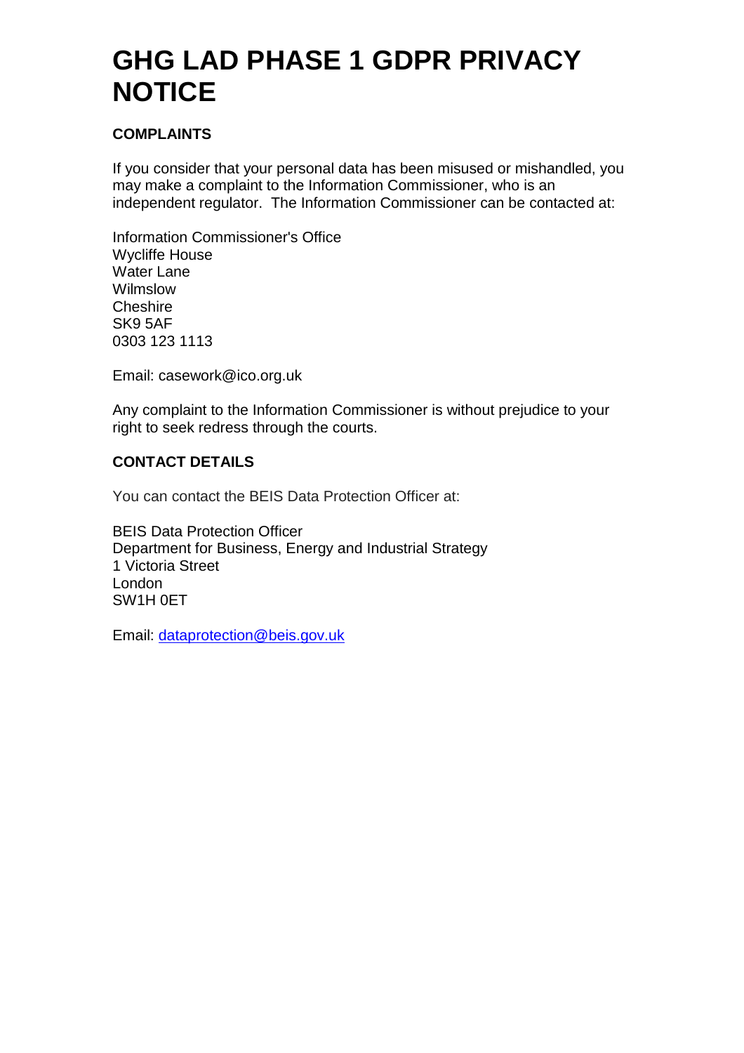# GHG LAD PHASE 1 GDPR PRIVACY NOTICE

**COMPLAINTS**

If you consider that your personal data has been misused or mishandled, you may make a complaint to the Information Commissioner, who is an independent regulator. The Information Commissioner can be contacted at:

Information Commissioner's Office
Wycliffe House
Water Lane
Wilmslow
Cheshire
SK9 5AF
0303 123 1113

Email: casework@ico.org.uk

Any complaint to the Information Commissioner is without prejudice to your right to seek redress through the courts.

**CONTACT DETAILS**

You can contact the BEIS Data Protection Officer at:

BEIS Data Protection Officer
Department for Business, Energy and Industrial Strategy
1 Victoria Street
London
SW1H 0ET

Email: dataprotection@beis.gov.uk